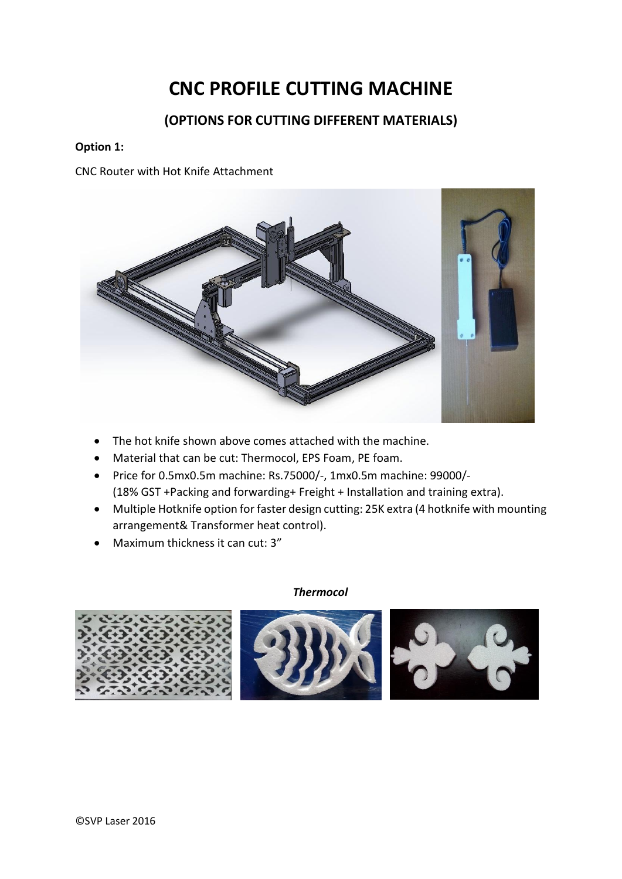# CNC PROFILE CUTTING MACHINE

## (OPTIONS FOR CUTTING DIFFERENT MATERIALS)

**Option 1:**

CNC Router with Hot Knife Attachment

- The hot knife shown above comes attached with the machine.
- Material that can be cut: Thermocol, EPS Foam, PE foam.
- Price for 0.5mx0.5m machine: Rs.75000/-, 1mx0.5m machine: 99000/-
  (18% GST +Packing and forwarding+ Freight + Installation and training extra).
- Multiple Hotknife option for faster design cutting: 25K extra (4 hotknife with mounting arrangement& Transformer heat control).
- Maximum thickness it can cut: 3"

***Thermocol***

©SVP Laser 2016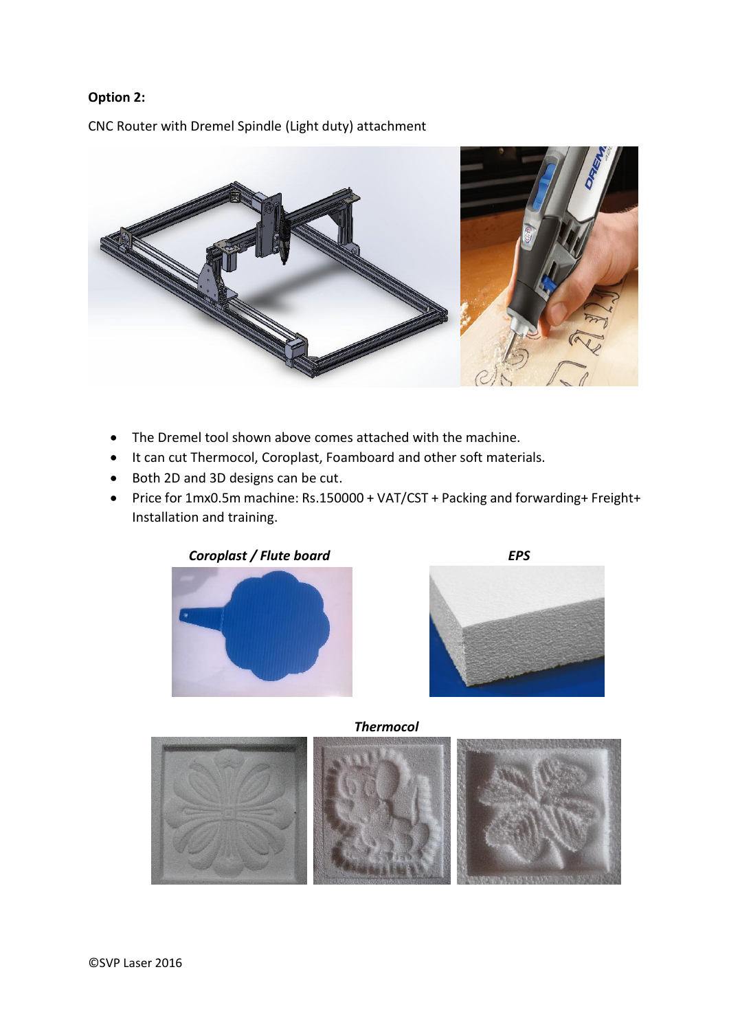**Option 2:**

CNC Router with Dremel Spindle (Light duty) attachment

- The Dremel tool shown above comes attached with the machine.
- It can cut Thermocol, Coroplast, Foamboard and other soft materials.
- Both 2D and 3D designs can be cut.
- Price for 1mx0.5m machine: Rs.150000 + VAT/CST + Packing and forwarding+ Freight+ Installation and training.

***Coroplast / Flute board***

***EPS***

***Thermocol***

©SVP Laser 2016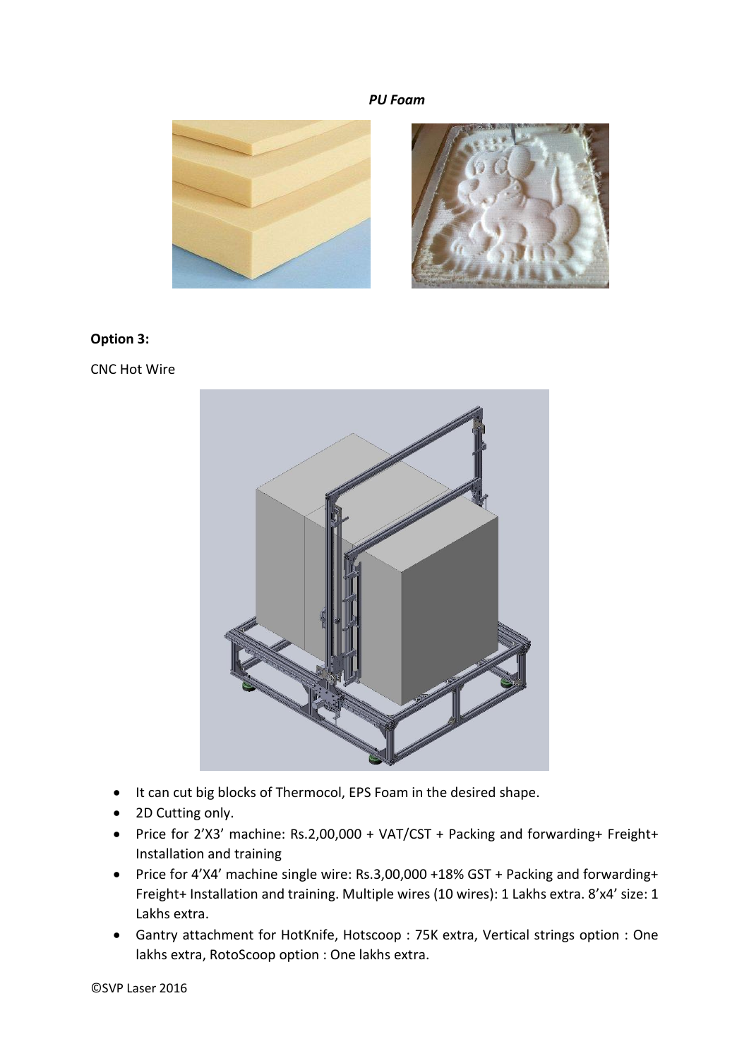*PU Foam*

**Option 3:**

CNC Hot Wire

- It can cut big blocks of Thermocol, EPS Foam in the desired shape.
- 2D Cutting only.
- Price for 2'X3' machine: Rs.2,00,000 + VAT/CST + Packing and forwarding+ Freight+ Installation and training
- Price for 4'X4' machine single wire: Rs.3,00,000 +18% GST + Packing and forwarding+ Freight+ Installation and training. Multiple wires (10 wires): 1 Lakhs extra. 8'x4' size: 1 Lakhs extra.
- Gantry attachment for HotKnife, Hotscoop : 75K extra, Vertical strings option : One lakhs extra, RotoScoop option : One lakhs extra.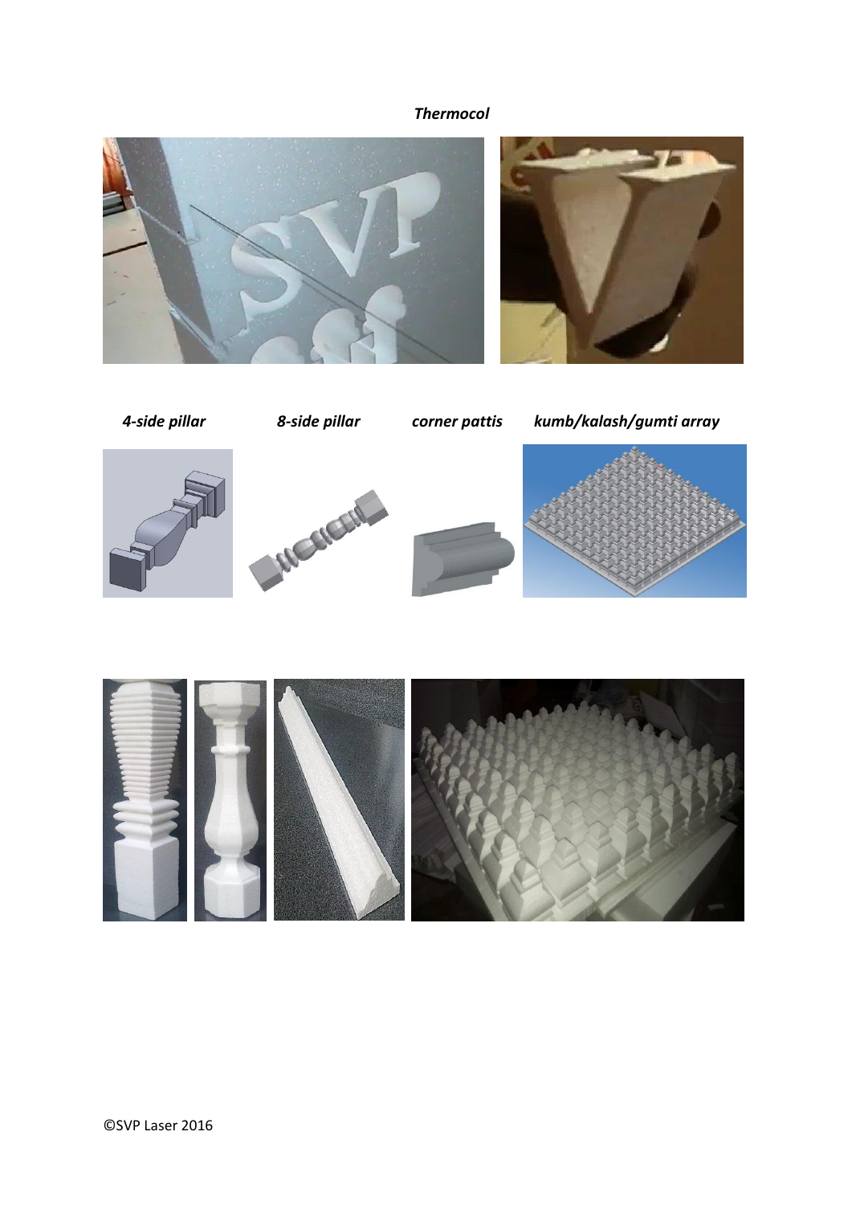*Thermocol*

*4-side pillar* *8-side pillar* *corner pattis* *kumb/kalash/gumti array*

©SVP Laser 2016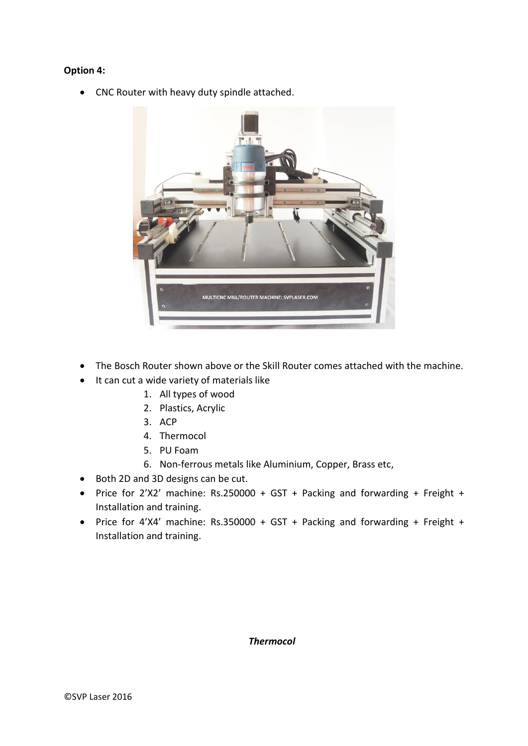**Option 4:**

- CNC Router with heavy duty spindle attached.

- The Bosch Router shown above or the Skill Router comes attached with the machine.
- It can cut a wide variety of materials like
  1. All types of wood
  2. Plastics, Acrylic
  3. ACP
  4. Thermocol
  5. PU Foam
  6. Non-ferrous metals like Aluminium, Copper, Brass etc,
- Both 2D and 3D designs can be cut.
- Price for 2'X2' machine: Rs.250000 + GST + Packing and forwarding + Freight + Installation and training.
- Price for 4'X4' machine: Rs.350000 + GST + Packing and forwarding + Freight + Installation and training.

***Thermocol***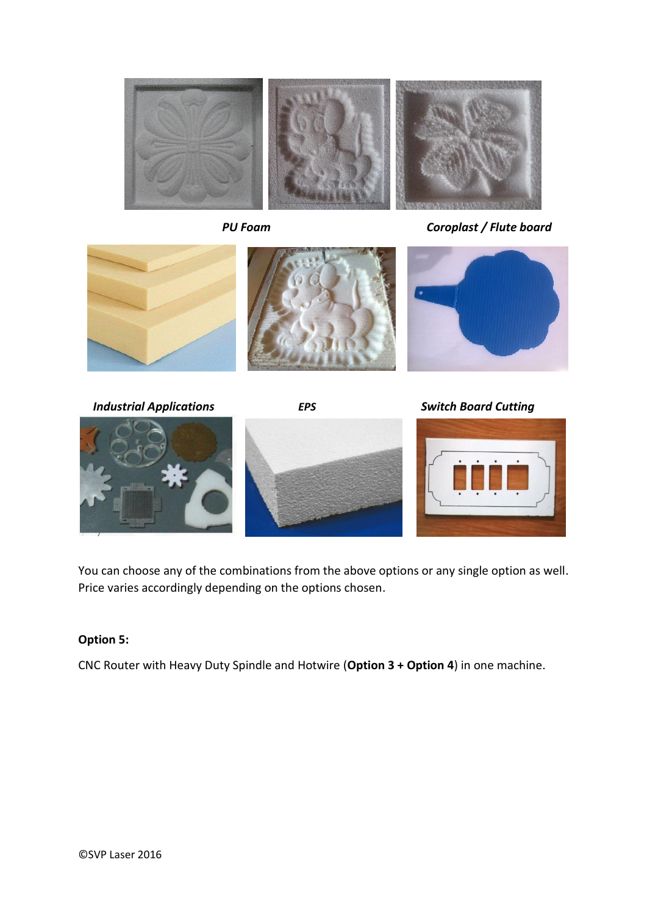*PU Foam*

*Coroplast / Flute board*

*Industrial Applications*

*EPS*

*Switch Board Cutting*

You can choose any of the combinations from the above options or any single option as well. Price varies accordingly depending on the options chosen.

**Option 5:**

CNC Router with Heavy Duty Spindle and Hotwire (**Option 3 + Option 4**) in one machine.

©SVP Laser 2016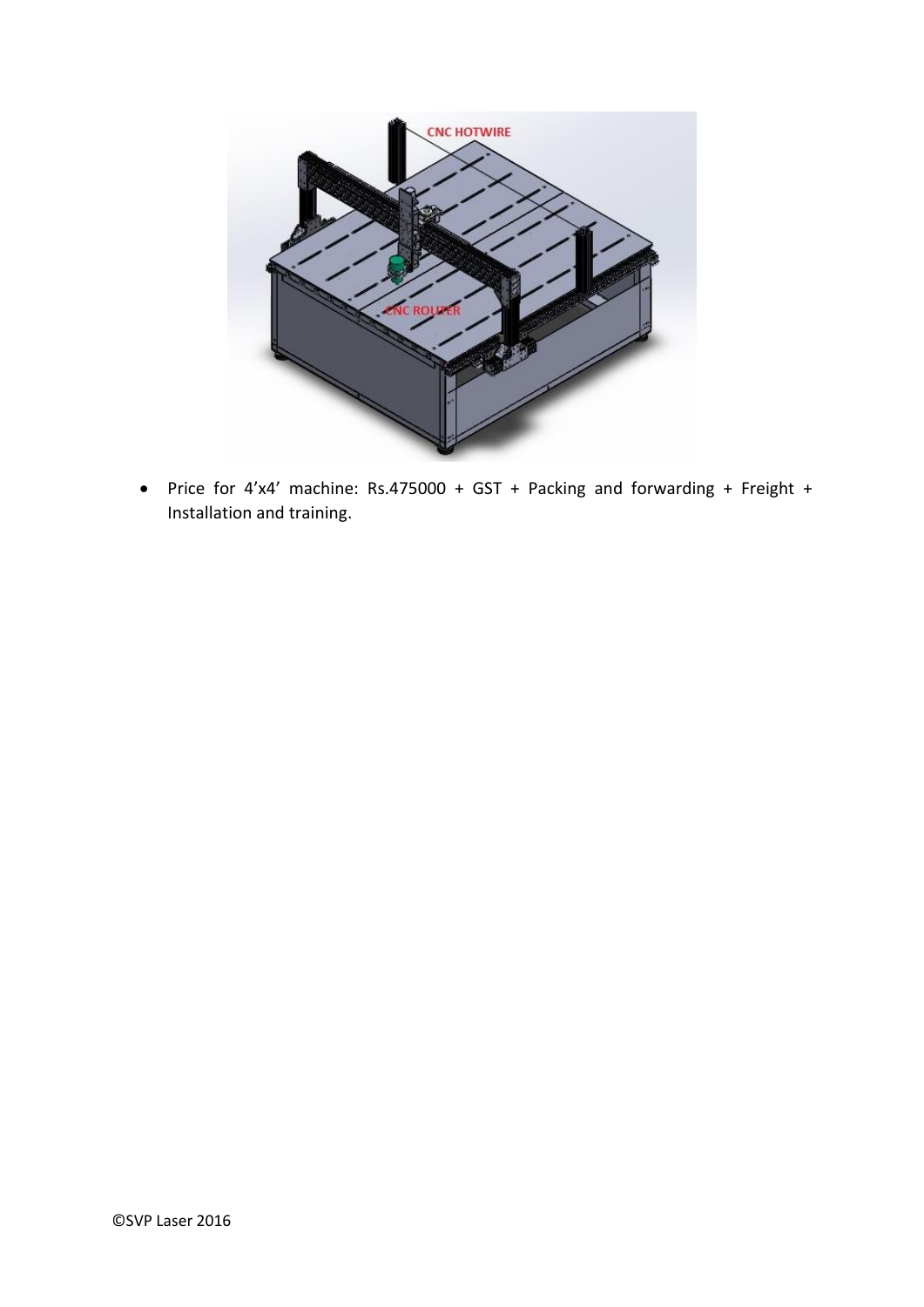- Price for 4'x4' machine: Rs.475000 + GST + Packing and forwarding + Freight + Installation and training.

©SVP Laser 2016